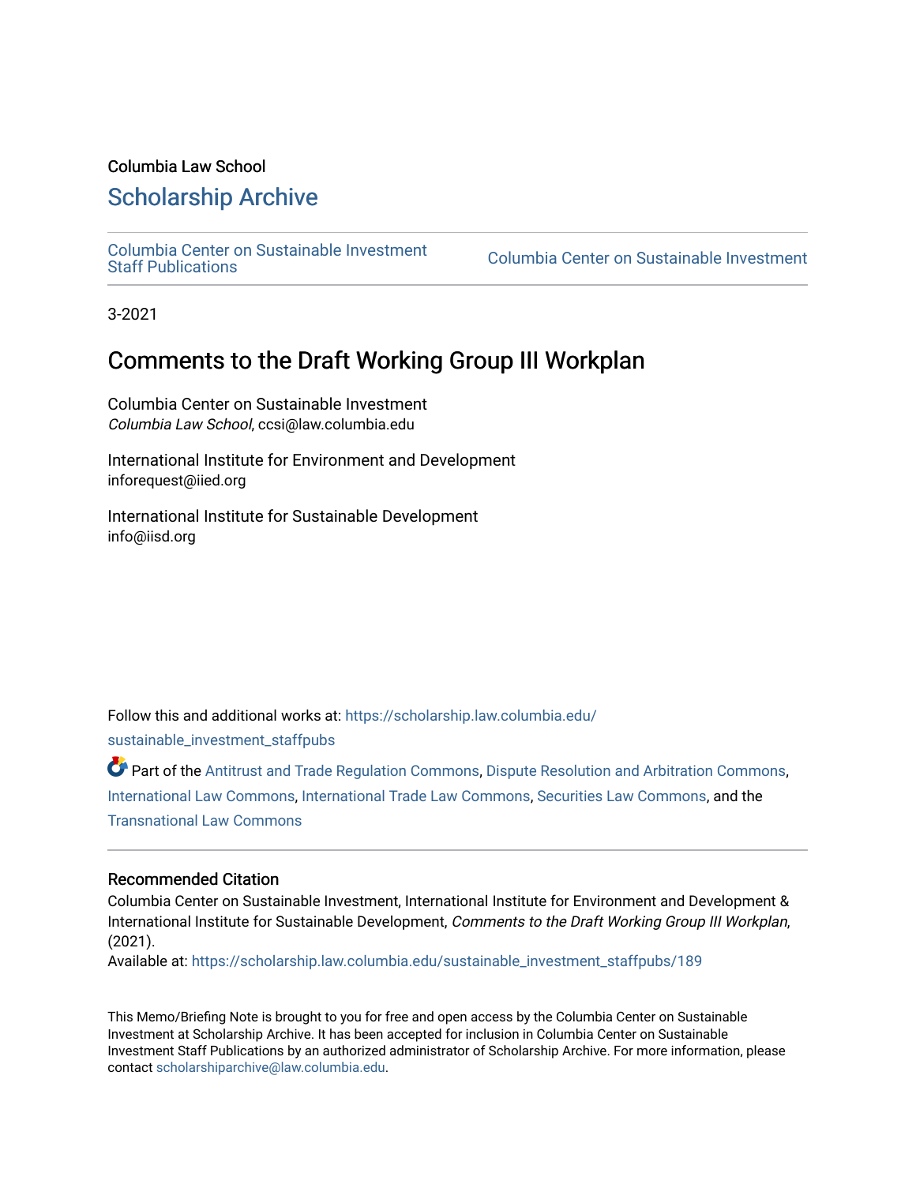Columbia Law School

## Scholarship Archive

Columbia Center on Sustainable Investment Staff Publications | Columbia Center on Sustainable Investment

3-2021

# Comments to the Draft Working Group III Workplan

Columbia Center on Sustainable Investment
*Columbia Law School*, ccsi@law.columbia.edu

International Institute for Environment and Development
inforequest@iied.org

International Institute for Sustainable Development
info@iisd.org

Follow this and additional works at: https://scholarship.law.columbia.edu/sustainable_investment_staffpubs

Part of the Antitrust and Trade Regulation Commons, Dispute Resolution and Arbitration Commons, International Law Commons, International Trade Law Commons, Securities Law Commons, and the Transnational Law Commons

### Recommended Citation

Columbia Center on Sustainable Investment, International Institute for Environment and Development & International Institute for Sustainable Development, *Comments to the Draft Working Group III Workplan*, (2021).
Available at: https://scholarship.law.columbia.edu/sustainable_investment_staffpubs/189

This Memo/Briefing Note is brought to you for free and open access by the Columbia Center on Sustainable Investment at Scholarship Archive. It has been accepted for inclusion in Columbia Center on Sustainable Investment Staff Publications by an authorized administrator of Scholarship Archive. For more information, please contact scholarshiparchive@law.columbia.edu.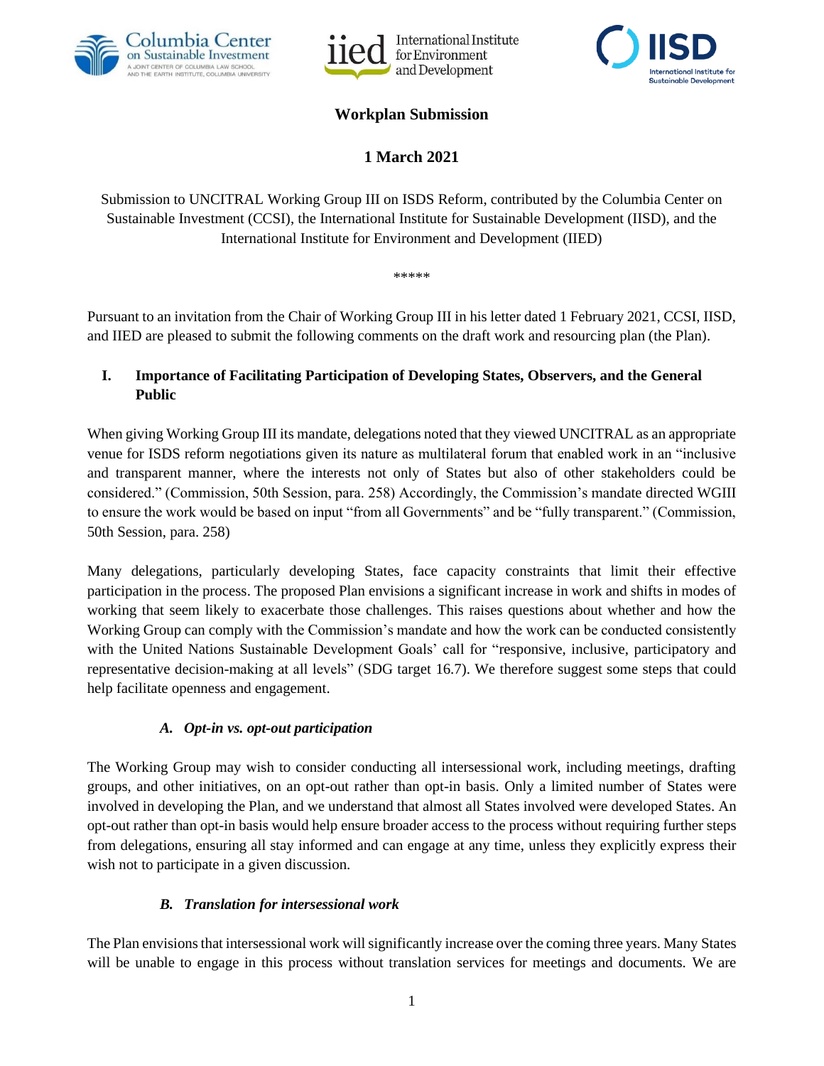# Workplan Submission

## 1 March 2021

Submission to UNCITRAL Working Group III on ISDS Reform, contributed by the Columbia Center on Sustainable Investment (CCSI), the International Institute for Sustainable Development (IISD), and the International Institute for Environment and Development (IIED)

*****

Pursuant to an invitation from the Chair of Working Group III in his letter dated 1 February 2021, CCSI, IISD, and IIED are pleased to submit the following comments on the draft work and resourcing plan (the Plan).

## I. Importance of Facilitating Participation of Developing States, Observers, and the General Public

When giving Working Group III its mandate, delegations noted that they viewed UNCITRAL as an appropriate venue for ISDS reform negotiations given its nature as multilateral forum that enabled work in an "inclusive and transparent manner, where the interests not only of States but also of other stakeholders could be considered." (Commission, 50th Session, para. 258) Accordingly, the Commission's mandate directed WGIII to ensure the work would be based on input "from all Governments" and be "fully transparent." (Commission, 50th Session, para. 258)

Many delegations, particularly developing States, face capacity constraints that limit their effective participation in the process. The proposed Plan envisions a significant increase in work and shifts in modes of working that seem likely to exacerbate those challenges. This raises questions about whether and how the Working Group can comply with the Commission's mandate and how the work can be conducted consistently with the United Nations Sustainable Development Goals' call for "responsive, inclusive, participatory and representative decision-making at all levels" (SDG target 16.7). We therefore suggest some steps that could help facilitate openness and engagement.

### *A. Opt-in vs. opt-out participation*

The Working Group may wish to consider conducting all intersessional work, including meetings, drafting groups, and other initiatives, on an opt-out rather than opt-in basis. Only a limited number of States were involved in developing the Plan, and we understand that almost all States involved were developed States. An opt-out rather than opt-in basis would help ensure broader access to the process without requiring further steps from delegations, ensuring all stay informed and can engage at any time, unless they explicitly express their wish not to participate in a given discussion.

### *B. Translation for intersessional work*

The Plan envisions that intersessional work will significantly increase over the coming three years. Many States will be unable to engage in this process without translation services for meetings and documents. We are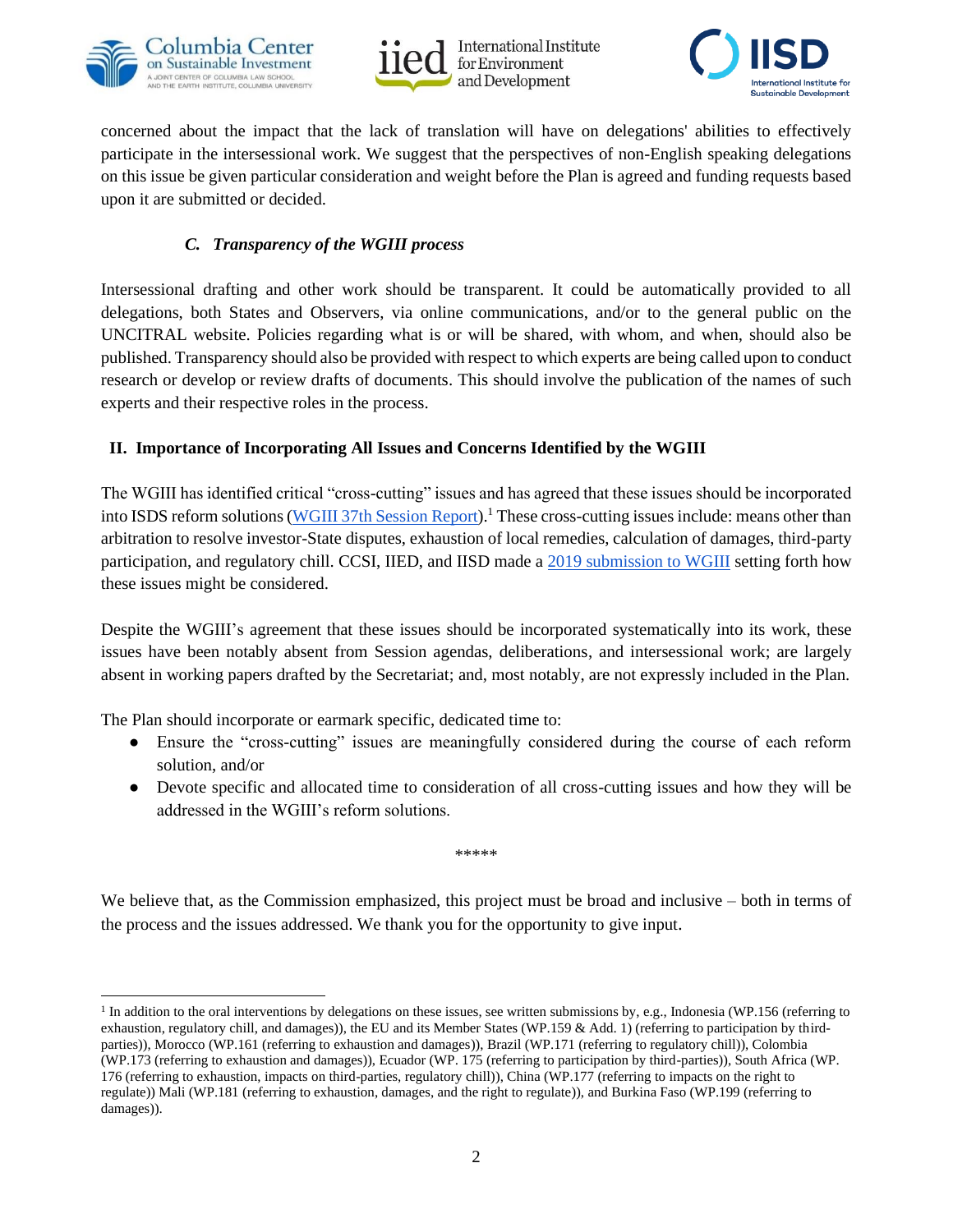concerned about the impact that the lack of translation will have on delegations' abilities to effectively participate in the intersessional work. We suggest that the perspectives of non-English speaking delegations on this issue be given particular consideration and weight before the Plan is agreed and funding requests based upon it are submitted or decided.

### *C. Transparency of the WGIII process*

Intersessional drafting and other work should be transparent. It could be automatically provided to all delegations, both States and Observers, via online communications, and/or to the general public on the UNCITRAL website. Policies regarding what is or will be shared, with whom, and when, should also be published. Transparency should also be provided with respect to which experts are being called upon to conduct research or develop or review drafts of documents. This should involve the publication of the names of such experts and their respective roles in the process.

## II. Importance of Incorporating All Issues and Concerns Identified by the WGIII

The WGIII has identified critical "cross-cutting" issues and has agreed that these issues should be incorporated into ISDS reform solutions (WGIII 37th Session Report).[1] These cross-cutting issues include: means other than arbitration to resolve investor-State disputes, exhaustion of local remedies, calculation of damages, third-party participation, and regulatory chill. CCSI, IIED, and IISD made a 2019 submission to WGIII setting forth how these issues might be considered.

Despite the WGIII's agreement that these issues should be incorporated systematically into its work, these issues have been notably absent from Session agendas, deliberations, and intersessional work; are largely absent in working papers drafted by the Secretariat; and, most notably, are not expressly included in the Plan.

The Plan should incorporate or earmark specific, dedicated time to:

- Ensure the "cross-cutting" issues are meaningfully considered during the course of each reform solution, and/or
- Devote specific and allocated time to consideration of all cross-cutting issues and how they will be addressed in the WGIII's reform solutions.

*****

We believe that, as the Commission emphasized, this project must be broad and inclusive – both in terms of the process and the issues addressed. We thank you for the opportunity to give input.

---

[1] In addition to the oral interventions by delegations on these issues, see written submissions by, e.g., Indonesia (WP.156 (referring to exhaustion, regulatory chill, and damages)), the EU and its Member States (WP.159 & Add. 1) (referring to participation by third-parties)), Morocco (WP.161 (referring to exhaustion and damages)), Brazil (WP.171 (referring to regulatory chill)), Colombia (WP.173 (referring to exhaustion and damages)), Ecuador (WP. 175 (referring to participation by third-parties)), South Africa (WP. 176 (referring to exhaustion, impacts on third-parties, regulatory chill)), China (WP.177 (referring to impacts on the right to regulate)) Mali (WP.181 (referring to exhaustion, damages, and the right to regulate)), and Burkina Faso (WP.199 (referring to damages)).